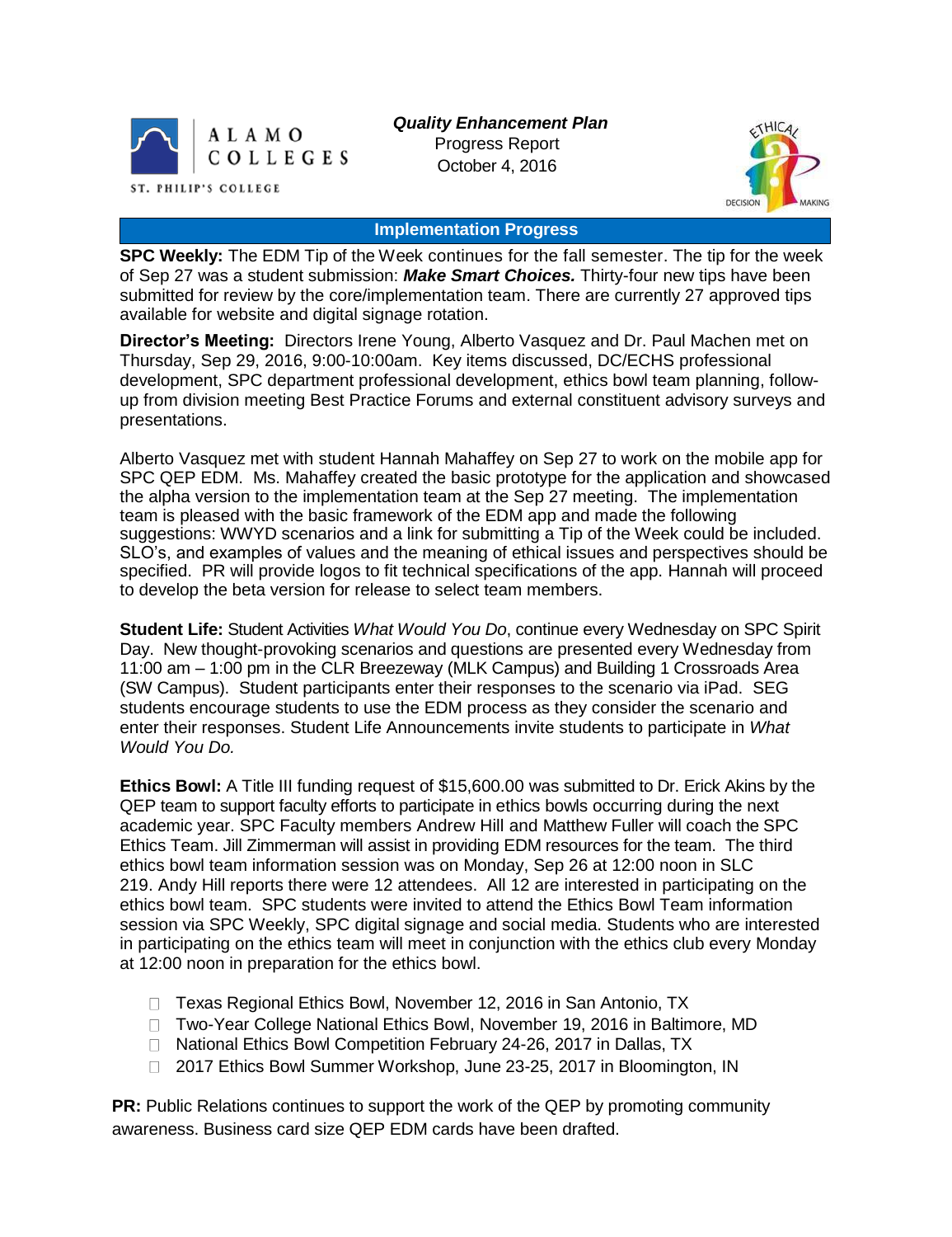ALAMO COLLEGES
ST. PHILIP'S COLLEGE

***Quality Enhancement Plan***
Progress Report
October 4, 2016

## Implementation Progress

**SPC Weekly:** The EDM Tip of the Week continues for the fall semester. The tip for the week of Sep 27 was a student submission: ***Make Smart Choices.*** Thirty-four new tips have been submitted for review by the core/implementation team. There are currently 27 approved tips available for website and digital signage rotation.

**Director's Meeting:** Directors Irene Young, Alberto Vasquez and Dr. Paul Machen met on Thursday, Sep 29, 2016, 9:00-10:00am. Key items discussed, DC/ECHS professional development, SPC department professional development, ethics bowl team planning, follow-up from division meeting Best Practice Forums and external constituent advisory surveys and presentations.

Alberto Vasquez met with student Hannah Mahaffey on Sep 27 to work on the mobile app for SPC QEP EDM. Ms. Mahaffey created the basic prototype for the application and showcased the alpha version to the implementation team at the Sep 27 meeting. The implementation team is pleased with the basic framework of the EDM app and made the following suggestions: WWYD scenarios and a link for submitting a Tip of the Week could be included. SLO's, and examples of values and the meaning of ethical issues and perspectives should be specified. PR will provide logos to fit technical specifications of the app. Hannah will proceed to develop the beta version for release to select team members.

**Student Life:** Student Activities *What Would You Do*, continue every Wednesday on SPC Spirit Day. New thought-provoking scenarios and questions are presented every Wednesday from 11:00 am – 1:00 pm in the CLR Breezeway (MLK Campus) and Building 1 Crossroads Area (SW Campus). Student participants enter their responses to the scenario via iPad. SEG students encourage students to use the EDM process as they consider the scenario and enter their responses. Student Life Announcements invite students to participate in *What Would You Do.*

**Ethics Bowl:** A Title III funding request of $15,600.00 was submitted to Dr. Erick Akins by the QEP team to support faculty efforts to participate in ethics bowls occurring during the next academic year. SPC Faculty members Andrew Hill and Matthew Fuller will coach the SPC Ethics Team. Jill Zimmerman will assist in providing EDM resources for the team. The third ethics bowl team information session was on Monday, Sep 26 at 12:00 noon in SLC 219. Andy Hill reports there were 12 attendees. All 12 are interested in participating on the ethics bowl team. SPC students were invited to attend the Ethics Bowl Team information session via SPC Weekly, SPC digital signage and social media. Students who are interested in participating on the ethics team will meet in conjunction with the ethics club every Monday at 12:00 noon in preparation for the ethics bowl.

- Texas Regional Ethics Bowl, November 12, 2016 in San Antonio, TX
- Two-Year College National Ethics Bowl, November 19, 2016 in Baltimore, MD
- National Ethics Bowl Competition February 24-26, 2017 in Dallas, TX
- 2017 Ethics Bowl Summer Workshop, June 23-25, 2017 in Bloomington, IN

**PR:** Public Relations continues to support the work of the QEP by promoting community awareness. Business card size QEP EDM cards have been drafted.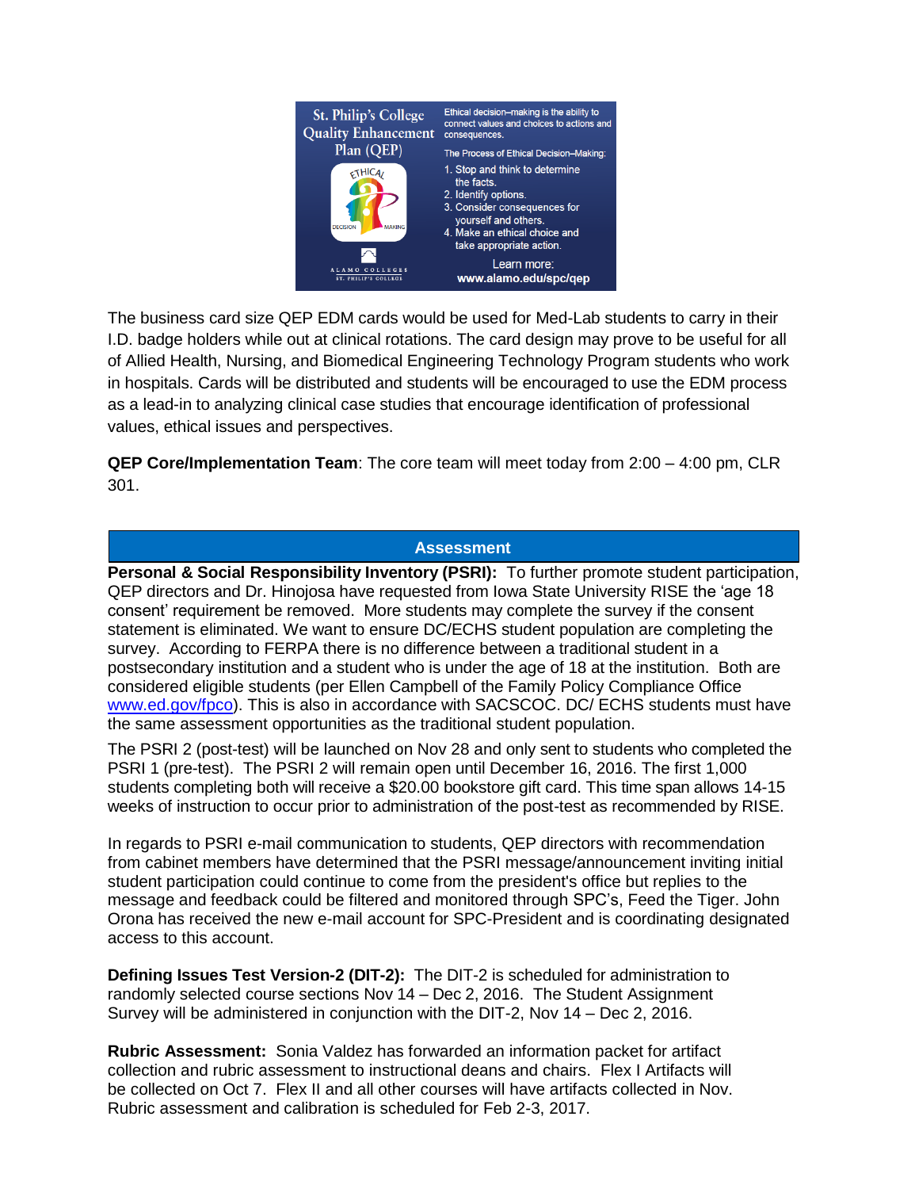St. Philip's College Quality Enhancement Plan (QEP)

Ethical decision–making is the ability to connect values and choices to actions and consequences.

The Process of Ethical Decision–Making:

1. Stop and think to determine the facts.
2. Identify options.
3. Consider consequences for yourself and others.
4. Make an ethical choice and take appropriate action.

Learn more: www.alamo.edu/spc/qep

The business card size QEP EDM cards would be used for Med-Lab students to carry in their I.D. badge holders while out at clinical rotations. The card design may prove to be useful for all of Allied Health, Nursing, and Biomedical Engineering Technology Program students who work in hospitals. Cards will be distributed and students will be encouraged to use the EDM process as a lead-in to analyzing clinical case studies that encourage identification of professional values, ethical issues and perspectives.

**QEP Core/Implementation Team**: The core team will meet today from 2:00 – 4:00 pm, CLR 301.

## Assessment

**Personal & Social Responsibility Inventory (PSRI):** To further promote student participation, QEP directors and Dr. Hinojosa have requested from Iowa State University RISE the 'age 18 consent' requirement be removed. More students may complete the survey if the consent statement is eliminated. We want to ensure DC/ECHS student population are completing the survey. According to FERPA there is no difference between a traditional student in a postsecondary institution and a student who is under the age of 18 at the institution. Both are considered eligible students (per Ellen Campbell of the Family Policy Compliance Office www.ed.gov/fpco). This is also in accordance with SACSCOC. DC/ ECHS students must have the same assessment opportunities as the traditional student population.

The PSRI 2 (post-test) will be launched on Nov 28 and only sent to students who completed the PSRI 1 (pre-test). The PSRI 2 will remain open until December 16, 2016. The first 1,000 students completing both will receive a $20.00 bookstore gift card. This time span allows 14-15 weeks of instruction to occur prior to administration of the post-test as recommended by RISE.

In regards to PSRI e-mail communication to students, QEP directors with recommendation from cabinet members have determined that the PSRI message/announcement inviting initial student participation could continue to come from the president's office but replies to the message and feedback could be filtered and monitored through SPC's, Feed the Tiger. John Orona has received the new e-mail account for SPC-President and is coordinating designated access to this account.

**Defining Issues Test Version-2 (DIT-2):** The DIT-2 is scheduled for administration to randomly selected course sections Nov 14 – Dec 2, 2016. The Student Assignment Survey will be administered in conjunction with the DIT-2, Nov 14 – Dec 2, 2016.

**Rubric Assessment:** Sonia Valdez has forwarded an information packet for artifact collection and rubric assessment to instructional deans and chairs. Flex I Artifacts will be collected on Oct 7. Flex II and all other courses will have artifacts collected in Nov. Rubric assessment and calibration is scheduled for Feb 2-3, 2017.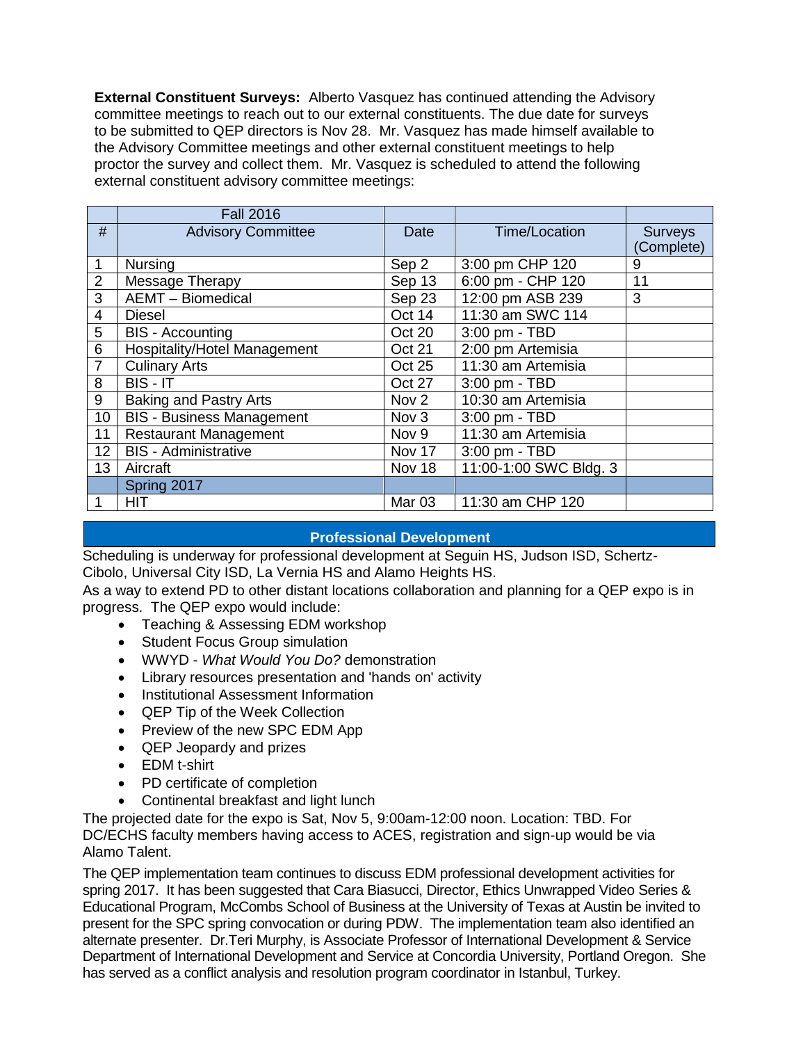**External Constituent Surveys:** Alberto Vasquez has continued attending the Advisory committee meetings to reach out to our external constituents. The due date for surveys to be submitted to QEP directors is Nov 28. Mr. Vasquez has made himself available to the Advisory Committee meetings and other external constituent meetings to help proctor the survey and collect them. Mr. Vasquez is scheduled to attend the following external constituent advisory committee meetings:

| | Fall 2016 | | | |
|---|---|---|---|---|
| # | Advisory Committee | Date | Time/Location | Surveys (Complete) |
| 1 | Nursing | Sep 2 | 3:00 pm CHP 120 | 9 |
| 2 | Message Therapy | Sep 13 | 6:00 pm - CHP 120 | 11 |
| 3 | AEMT – Biomedical | Sep 23 | 12:00 pm ASB 239 | 3 |
| 4 | Diesel | Oct 14 | 11:30 am SWC 114 | |
| 5 | BIS - Accounting | Oct 20 | 3:00 pm - TBD | |
| 6 | Hospitality/Hotel Management | Oct 21 | 2:00 pm Artemisia | |
| 7 | Culinary Arts | Oct 25 | 11:30 am Artemisia | |
| 8 | BIS - IT | Oct 27 | 3:00 pm - TBD | |
| 9 | Baking and Pastry Arts | Nov 2 | 10:30 am Artemisia | |
| 10 | BIS - Business Management | Nov 3 | 3:00 pm - TBD | |
| 11 | Restaurant Management | Nov 9 | 11:30 am Artemisia | |
| 12 | BIS - Administrative | Nov 17 | 3:00 pm - TBD | |
| 13 | Aircraft | Nov 18 | 11:00-1:00 SWC Bldg. 3 | |
| | Spring 2017 | | | |
| 1 | HIT | Mar 03 | 11:30 am CHP 120 | |

## Professional Development

Scheduling is underway for professional development at Seguin HS, Judson ISD, Schertz-Cibolo, Universal City ISD, La Vernia HS and Alamo Heights HS.

As a way to extend PD to other distant locations collaboration and planning for a QEP expo is in progress. The QEP expo would include:

- Teaching & Assessing EDM workshop
- Student Focus Group simulation
- WWYD - *What Would You Do?* demonstration
- Library resources presentation and 'hands on' activity
- Institutional Assessment Information
- QEP Tip of the Week Collection
- Preview of the new SPC EDM App
- QEP Jeopardy and prizes
- EDM t-shirt
- PD certificate of completion
- Continental breakfast and light lunch

The projected date for the expo is Sat, Nov 5, 9:00am-12:00 noon. Location: TBD. For DC/ECHS faculty members having access to ACES, registration and sign-up would be via Alamo Talent.

The QEP implementation team continues to discuss EDM professional development activities for spring 2017. It has been suggested that Cara Biasucci, Director, Ethics Unwrapped Video Series & Educational Program, McCombs School of Business at the University of Texas at Austin be invited to present for the SPC spring convocation or during PDW. The implementation team also identified an alternate presenter. Dr.Teri Murphy, is Associate Professor of International Development & Service Department of International Development and Service at Concordia University, Portland Oregon. She has served as a conflict analysis and resolution program coordinator in Istanbul, Turkey.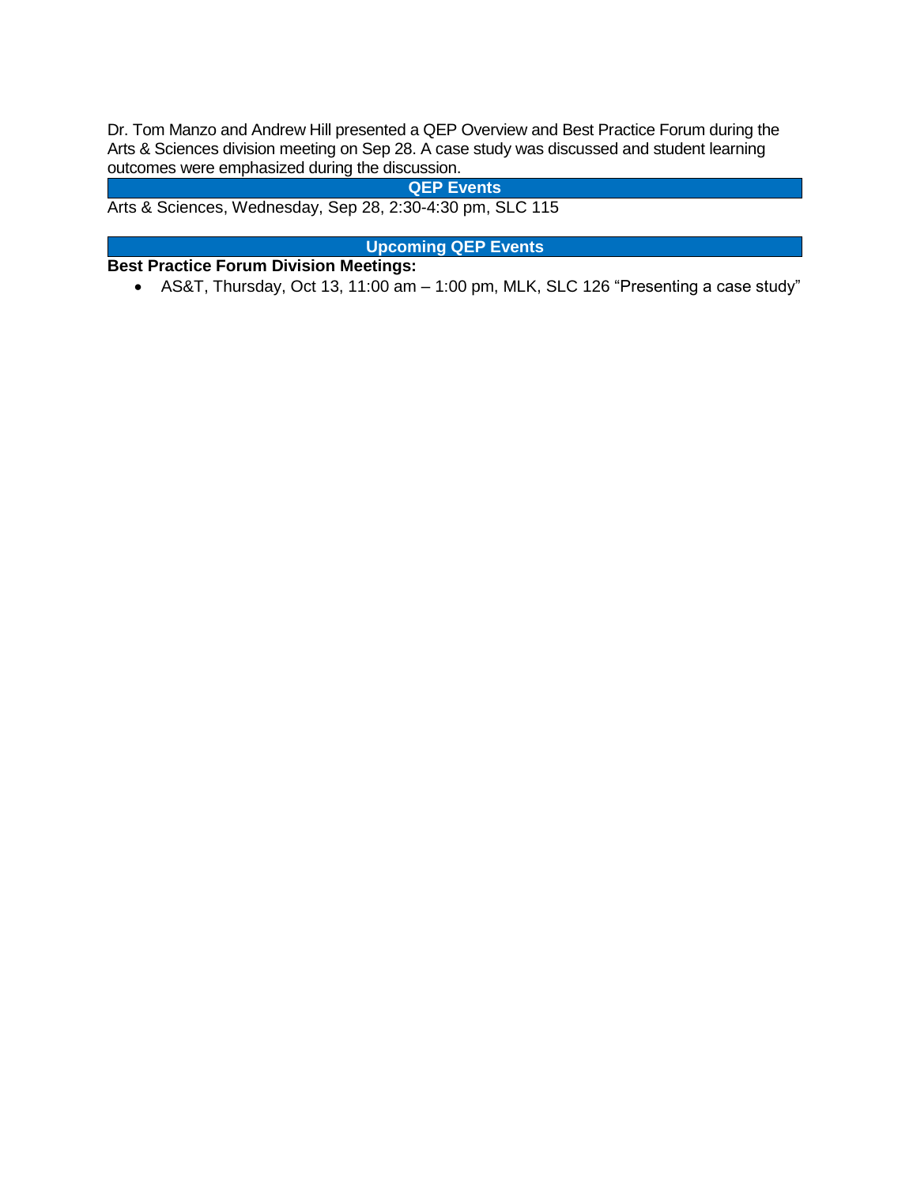Dr. Tom Manzo and Andrew Hill presented a QEP Overview and Best Practice Forum during the Arts & Sciences division meeting on Sep 28. A case study was discussed and student learning outcomes were emphasized during the discussion.

## QEP Events

Arts & Sciences, Wednesday, Sep 28, 2:30-4:30 pm, SLC 115

## Upcoming QEP Events

**Best Practice Forum Division Meetings:**

- AS&T, Thursday, Oct 13, 11:00 am – 1:00 pm, MLK, SLC 126 "Presenting a case study"